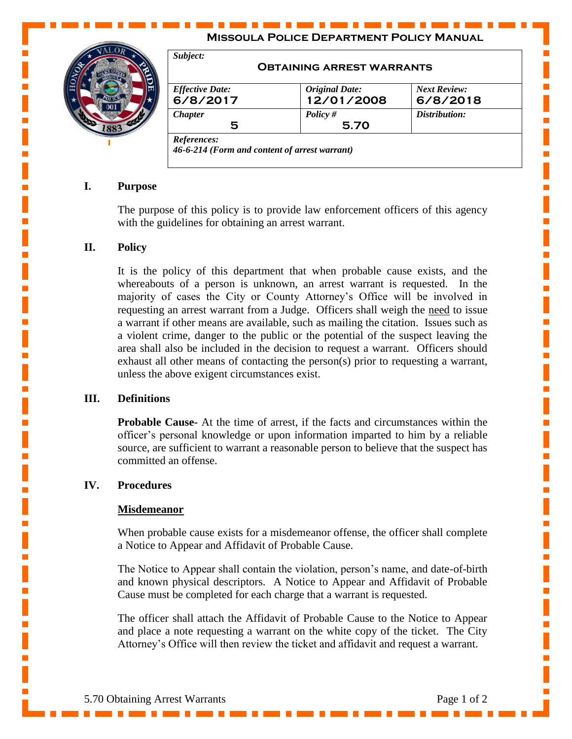# Missoula Police Department Policy Manual

| *Subject:* **Obtaining arrest warrants** | | |
|---|---|---|
| *Effective Date:* **6/8/2017** | *Original Date:* **12/01/2008** | *Next Review:* **6/8/2018** |
| *Chapter* **5** | *Policy #* **5.70** | *Distribution:* |
| *References:* *46-6-214 (Form and content of arrest warrant)* | | |

## I. Purpose

The purpose of this policy is to provide law enforcement officers of this agency with the guidelines for obtaining an arrest warrant.

## II. Policy

It is the policy of this department that when probable cause exists, and the whereabouts of a person is unknown, an arrest warrant is requested. In the majority of cases the City or County Attorney's Office will be involved in requesting an arrest warrant from a Judge. Officers shall weigh the <u>need</u> to issue a warrant if other means are available, such as mailing the citation. Issues such as a violent crime, danger to the public or the potential of the suspect leaving the area shall also be included in the decision to request a warrant. Officers should exhaust all other means of contacting the person(s) prior to requesting a warrant, unless the above exigent circumstances exist.

## III. Definitions

**Probable Cause-** At the time of arrest, if the facts and circumstances within the officer's personal knowledge or upon information imparted to him by a reliable source, are sufficient to warrant a reasonable person to believe that the suspect has committed an offense.

## IV. Procedures

### <u>Misdemeanor</u>

When probable cause exists for a misdemeanor offense, the officer shall complete a Notice to Appear and Affidavit of Probable Cause.

The Notice to Appear shall contain the violation, person's name, and date-of-birth and known physical descriptors. A Notice to Appear and Affidavit of Probable Cause must be completed for each charge that a warrant is requested.

The officer shall attach the Affidavit of Probable Cause to the Notice to Appear and place a note requesting a warrant on the white copy of the ticket. The City Attorney's Office will then review the ticket and affidavit and request a warrant.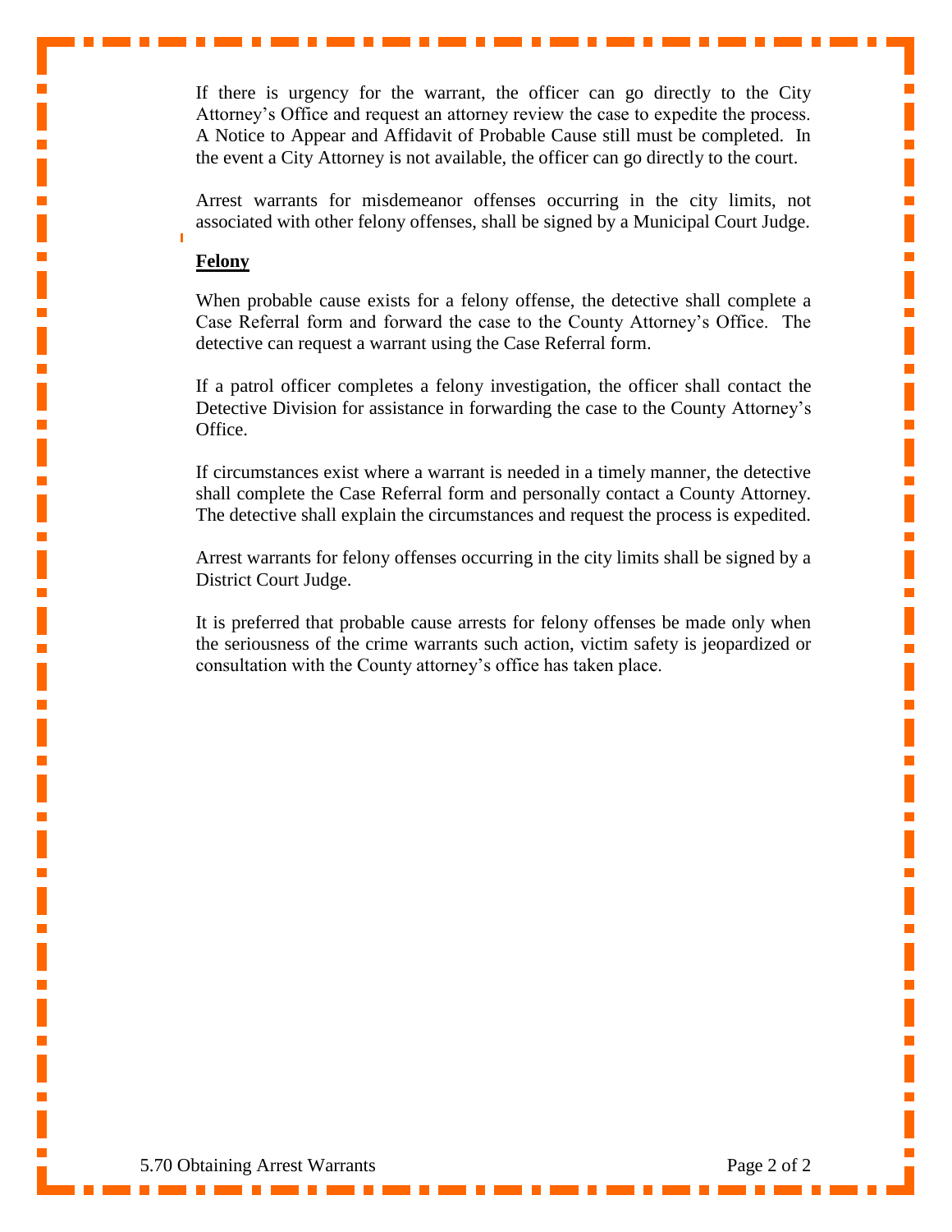If there is urgency for the warrant, the officer can go directly to the City Attorney's Office and request an attorney review the case to expedite the process. A Notice to Appear and Affidavit of Probable Cause still must be completed. In the event a City Attorney is not available, the officer can go directly to the court.

Arrest warrants for misdemeanor offenses occurring in the city limits, not associated with other felony offenses, shall be signed by a Municipal Court Judge.

**Felony**

When probable cause exists for a felony offense, the detective shall complete a Case Referral form and forward the case to the County Attorney's Office. The detective can request a warrant using the Case Referral form.

If a patrol officer completes a felony investigation, the officer shall contact the Detective Division for assistance in forwarding the case to the County Attorney's Office.

If circumstances exist where a warrant is needed in a timely manner, the detective shall complete the Case Referral form and personally contact a County Attorney. The detective shall explain the circumstances and request the process is expedited.

Arrest warrants for felony offenses occurring in the city limits shall be signed by a District Court Judge.

It is preferred that probable cause arrests for felony offenses be made only when the seriousness of the crime warrants such action, victim safety is jeopardized or consultation with the County attorney's office has taken place.